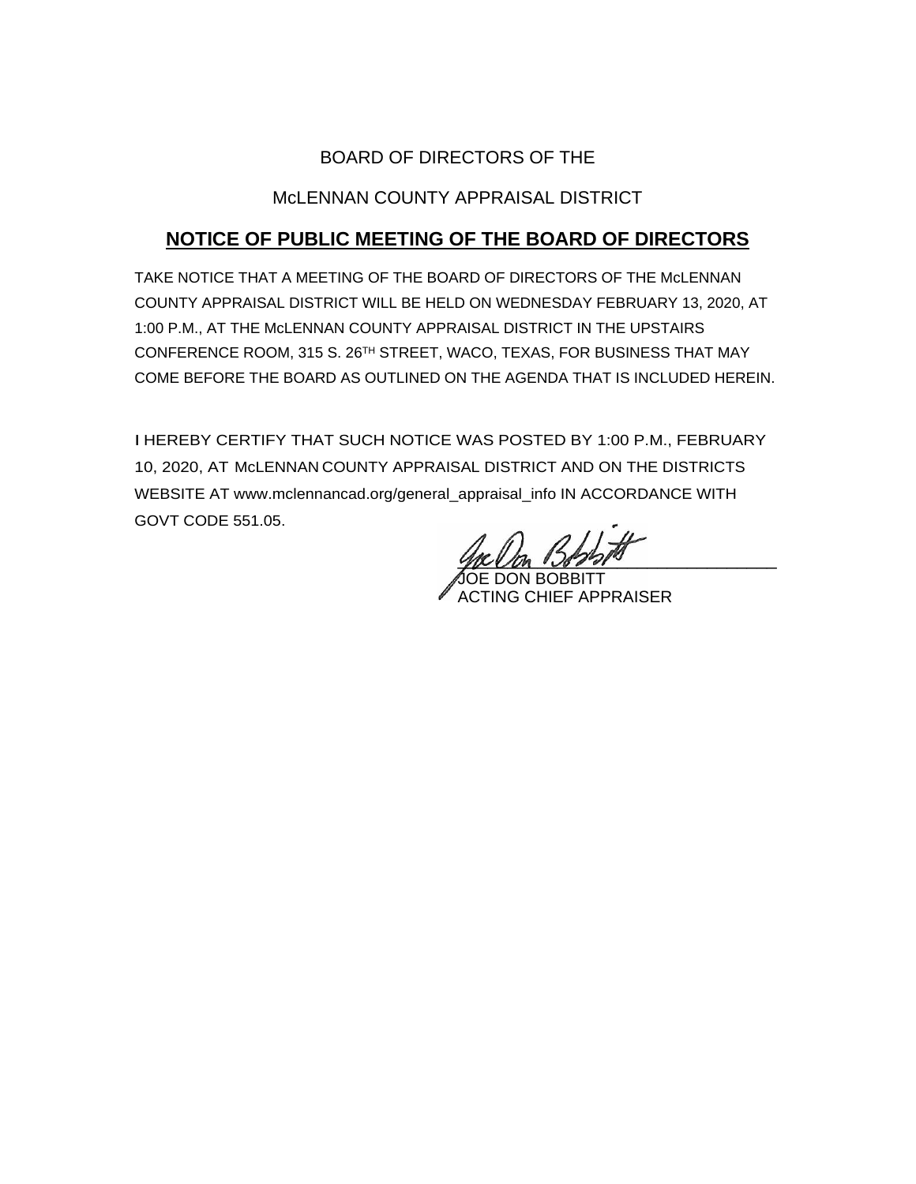BOARD OF DIRECTORS OF THE

McLENNAN COUNTY APPRAISAL DISTRICT

## NOTICE OF PUBLIC MEETING OF THE BOARD OF DIRECTORS

TAKE NOTICE THAT A MEETING OF THE BOARD OF DIRECTORS OF THE McLENNAN COUNTY APPRAISAL DISTRICT WILL BE HELD ON WEDNESDAY FEBRUARY 13, 2020, AT 1:00 P.M., AT THE McLENNAN COUNTY APPRAISAL DISTRICT IN THE UPSTAIRS CONFERENCE ROOM, 315 S. 26TH STREET, WACO, TEXAS, FOR BUSINESS THAT MAY COME BEFORE THE BOARD AS OUTLINED ON THE AGENDA THAT IS INCLUDED HEREIN.

I HEREBY CERTIFY THAT SUCH NOTICE WAS POSTED BY 1:00 P.M., FEBRUARY 10, 2020, AT McLENNAN COUNTY APPRAISAL DISTRICT AND ON THE DISTRICTS WEBSITE AT www.mclennancad.org/general_appraisal_info IN ACCORDANCE WITH GOVT CODE 551.05.

JOE DON BOBBITT
ACTING CHIEF APPRAISER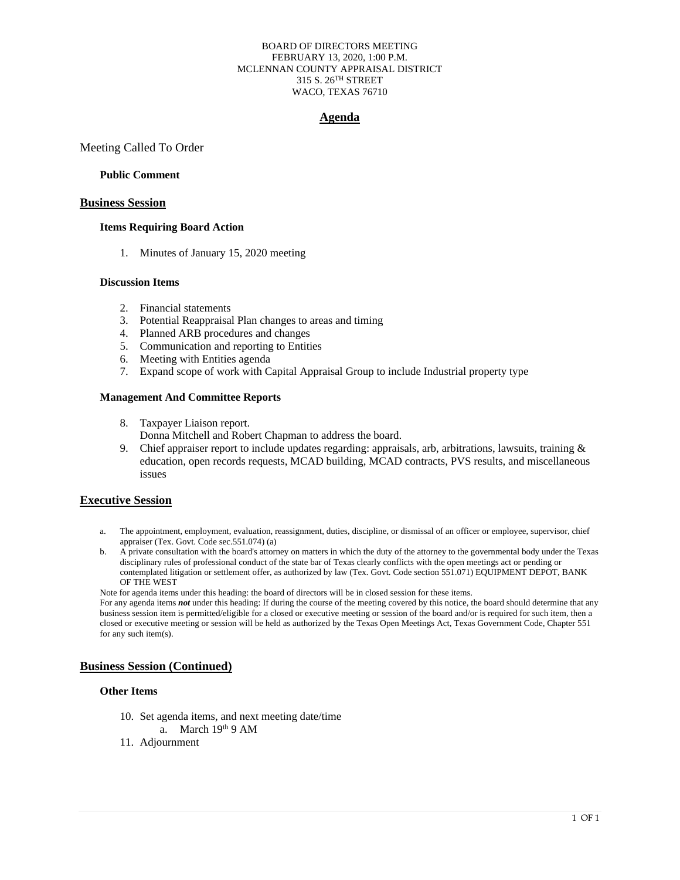BOARD OF DIRECTORS MEETING
FEBRUARY 13, 2020, 1:00 P.M.
MCLENNAN COUNTY APPRAISAL DISTRICT
315 S. 26TH STREET
WACO, TEXAS 76710

# Agenda

Meeting Called To Order

**Public Comment**

## Business Session

### Items Requiring Board Action

1. Minutes of January 15, 2020 meeting

### Discussion Items

2. Financial statements
3. Potential Reappraisal Plan changes to areas and timing
4. Planned ARB procedures and changes
5. Communication and reporting to Entities
6. Meeting with Entities agenda
7. Expand scope of work with Capital Appraisal Group to include Industrial property type

### Management And Committee Reports

8. Taxpayer Liaison report.
   Donna Mitchell and Robert Chapman to address the board.
9. Chief appraiser report to include updates regarding: appraisals, arb, arbitrations, lawsuits, training & education, open records requests, MCAD building, MCAD contracts, PVS results, and miscellaneous issues

## Executive Session

a. The appointment, employment, evaluation, reassignment, duties, discipline, or dismissal of an officer or employee, supervisor, chief appraiser (Tex. Govt. Code sec.551.074) (a)
b. A private consultation with the board's attorney on matters in which the duty of the attorney to the governmental body under the Texas disciplinary rules of professional conduct of the state bar of Texas clearly conflicts with the open meetings act or pending or contemplated litigation or settlement offer, as authorized by law (Tex. Govt. Code section 551.071) EQUIPMENT DEPOT, BANK OF THE WEST

Note for agenda items under this heading: the board of directors will be in closed session for these items.
For any agenda items ***not*** under this heading: If during the course of the meeting covered by this notice, the board should determine that any business session item is permitted/eligible for a closed or executive meeting or session of the board and/or is required for such item, then a closed or executive meeting or session will be held as authorized by the Texas Open Meetings Act, Texas Government Code, Chapter 551 for any such item(s).

## Business Session (Continued)

### Other Items

10. Set agenda items, and next meeting date/time
    a. March 19th 9 AM
11. Adjournment